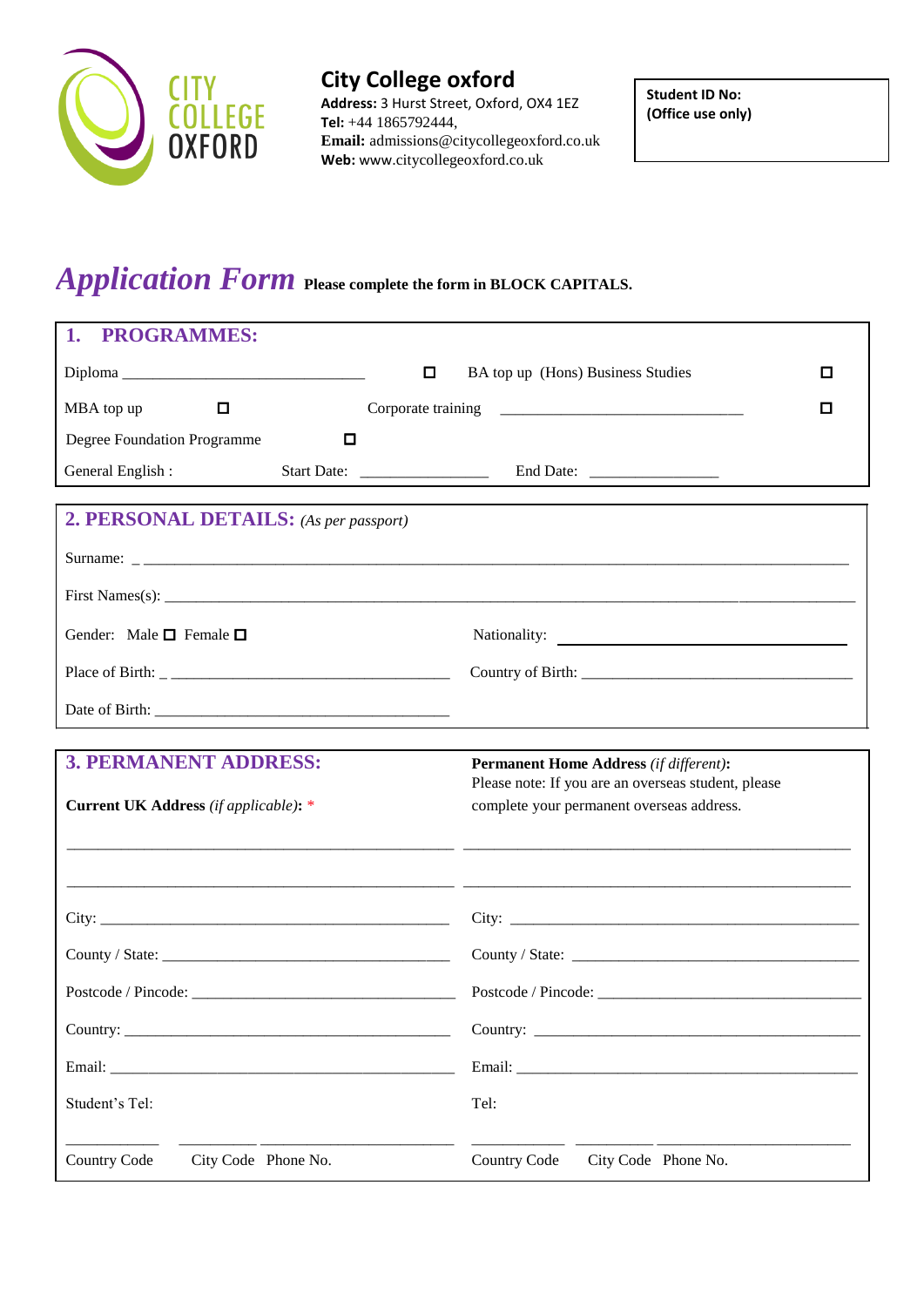CITY COLLEGE OXFORD

**City College oxford**
**Address:** 3 Hurst Street, Oxford, OX4 1EZ
**Tel:** +44 1865792444,
**Email:** admissions@citycollegeoxford.co.uk
**Web:** www.citycollegeoxford.co.uk

**Student ID No:**
**(Office use only)**

# *Application Form* **Please complete the form in BLOCK CAPITALS.**

## 1. PROGRAMMES:

Diploma ______________________________ ☐ BA top up (Hons) Business Studies ☐

MBA top up ☐ Corporate training ______________________________ ☐

Degree Foundation Programme ☐

General English : Start Date: ________________ End Date: ________________

## 2. PERSONAL DETAILS: *(As per passport)*

Surname: _ ____________________________________________________________

First Names(s): ____________________________________________________________

Gender: Male ☐ Female ☐ Nationality: ______________________

Place of Birth: _ ______________________ Country of Birth: ______________________

Date of Birth: ______________________

## 3. PERMANENT ADDRESS:

**Current UK Address** *(if applicable)*: *

______________________________________________

______________________________________________

City: ______________________

County / State: ______________________

Postcode / Pincode: ______________________

Country: ______________________

Email: ______________________

Student's Tel:

___________ ___________ ______________________
Country Code City Code Phone No.

**Permanent Home Address** *(if different)*:
Please note: If you are an overseas student, please complete your permanent overseas address.

______________________________________________

______________________________________________

City: ______________________

County / State: ______________________

Postcode / Pincode: ______________________

Country: ______________________

Email: ______________________

Tel:

___________ ___________ ______________________
Country Code City Code Phone No.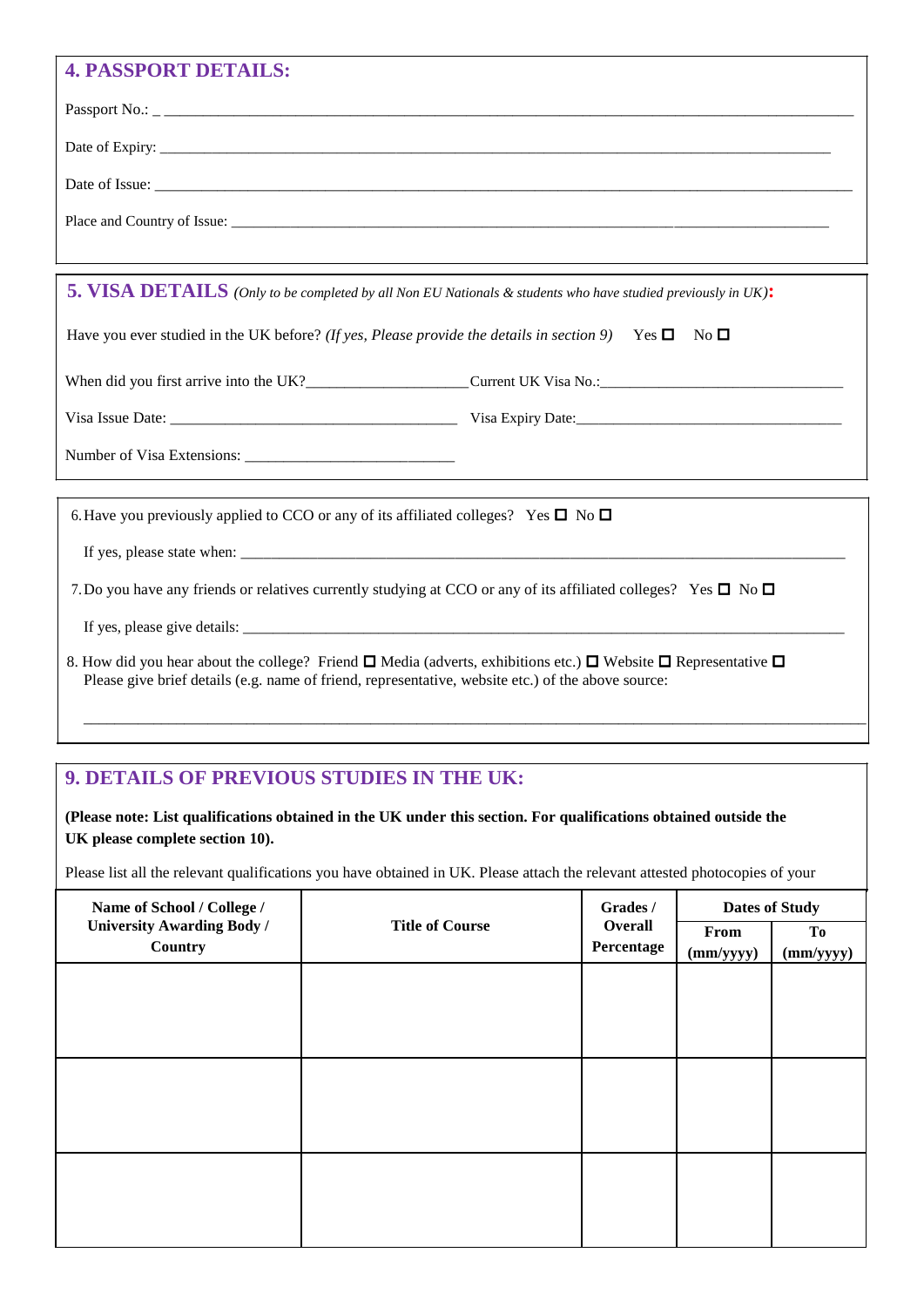## 4. PASSPORT DETAILS:

Passport No.: _______________________________________________

Date of Expiry: _______________________________________________

Date of Issue: _______________________________________________

Place and Country of Issue: _______________________________________________

## 5. VISA DETAILS *(Only to be completed by all Non EU Nationals & students who have studied previously in UK)*:

Have you ever studied in the UK before? *(If yes, Please provide the details in section 9)* Yes ☐ No ☐

When did you first arrive into the UK?____________________ Current UK Visa No.:______________________________

Visa Issue Date: ______________________________ Visa Expiry Date:______________________________

Number of Visa Extensions: __________________________

6. Have you previously applied to CCO or any of its affiliated colleges? Yes ☐ No ☐

   If yes, please state when: _______________________________________________

7. Do you have any friends or relatives currently studying at CCO or any of its affiliated colleges? Yes ☐ No ☐

   If yes, please give details: _______________________________________________

8. How did you hear about the college? Friend ☐ Media (adverts, exhibitions etc.) ☐ Website ☐ Representative ☐
   Please give brief details (e.g. name of friend, representative, website etc.) of the above source:

   _______________________________________________

## 9. DETAILS OF PREVIOUS STUDIES IN THE UK:

**(Please note: List qualifications obtained in the UK under this section. For qualifications obtained outside the UK please complete section 10).**

Please list all the relevant qualifications you have obtained in UK. Please attach the relevant attested photocopies of your

| Name of School / College / University Awarding Body / Country | Title of Course | Grades / Overall Percentage | Dates of Study | |
|---|---|---|---|---|
| | | | From (mm/yyyy) | To (mm/yyyy) |
| | | | | |
| | | | | |
| | | | | |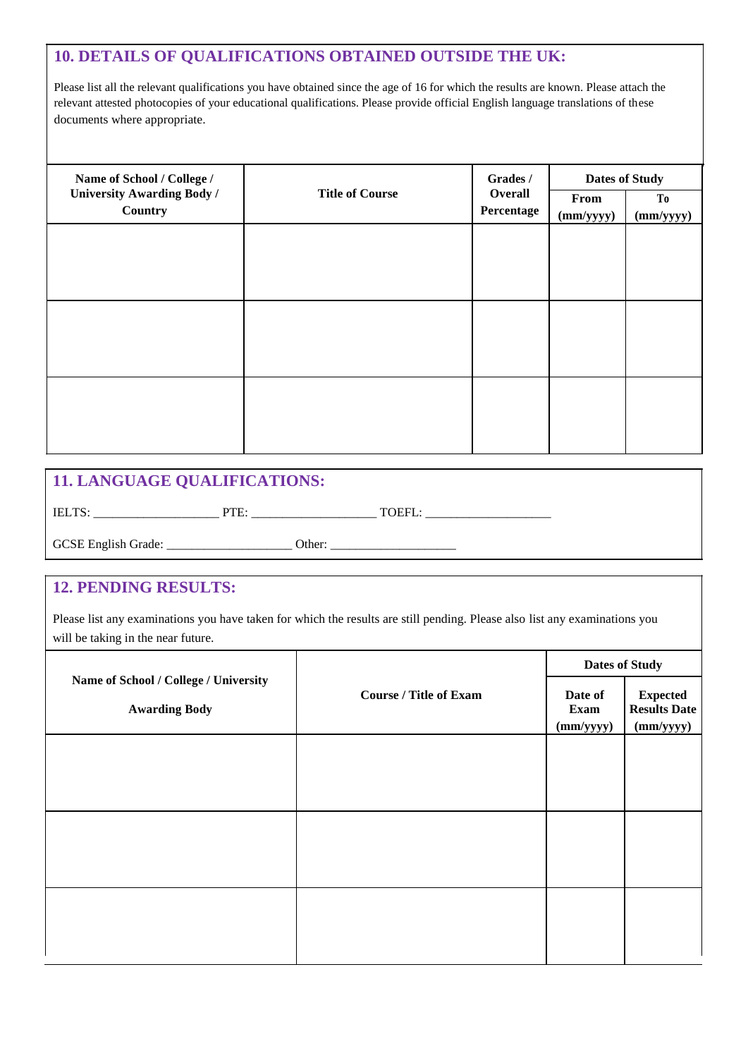## 10. DETAILS OF QUALIFICATIONS OBTAINED OUTSIDE THE UK:

Please list all the relevant qualifications you have obtained since the age of 16 for which the results are known. Please attach the relevant attested photocopies of your educational qualifications. Please provide official English language translations of these documents where appropriate.

| Name of School / College / University Awarding Body / Country | Title of Course | Grades / Overall Percentage | Dates of Study | |
|---|---|---|---|---|
| | | | From (mm/yyyy) | To (mm/yyyy) |
| | | | | |
| | | | | |
| | | | | |

## 11. LANGUAGE QUALIFICATIONS:

IELTS: ___________________ PTE: ___________________ TOEFL: ___________________

GCSE English Grade: ___________________ Other: ___________________

## 12. PENDING RESULTS:

Please list any examinations you have taken for which the results are still pending. Please also list any examinations you will be taking in the near future.

| Name of School / College / University Awarding Body | Course / Title of Exam | Dates of Study | |
|---|---|---|---|
| | | Date of Exam (mm/yyyy) | Expected Results Date (mm/yyyy) |
| | | | |
| | | | |
| | | | |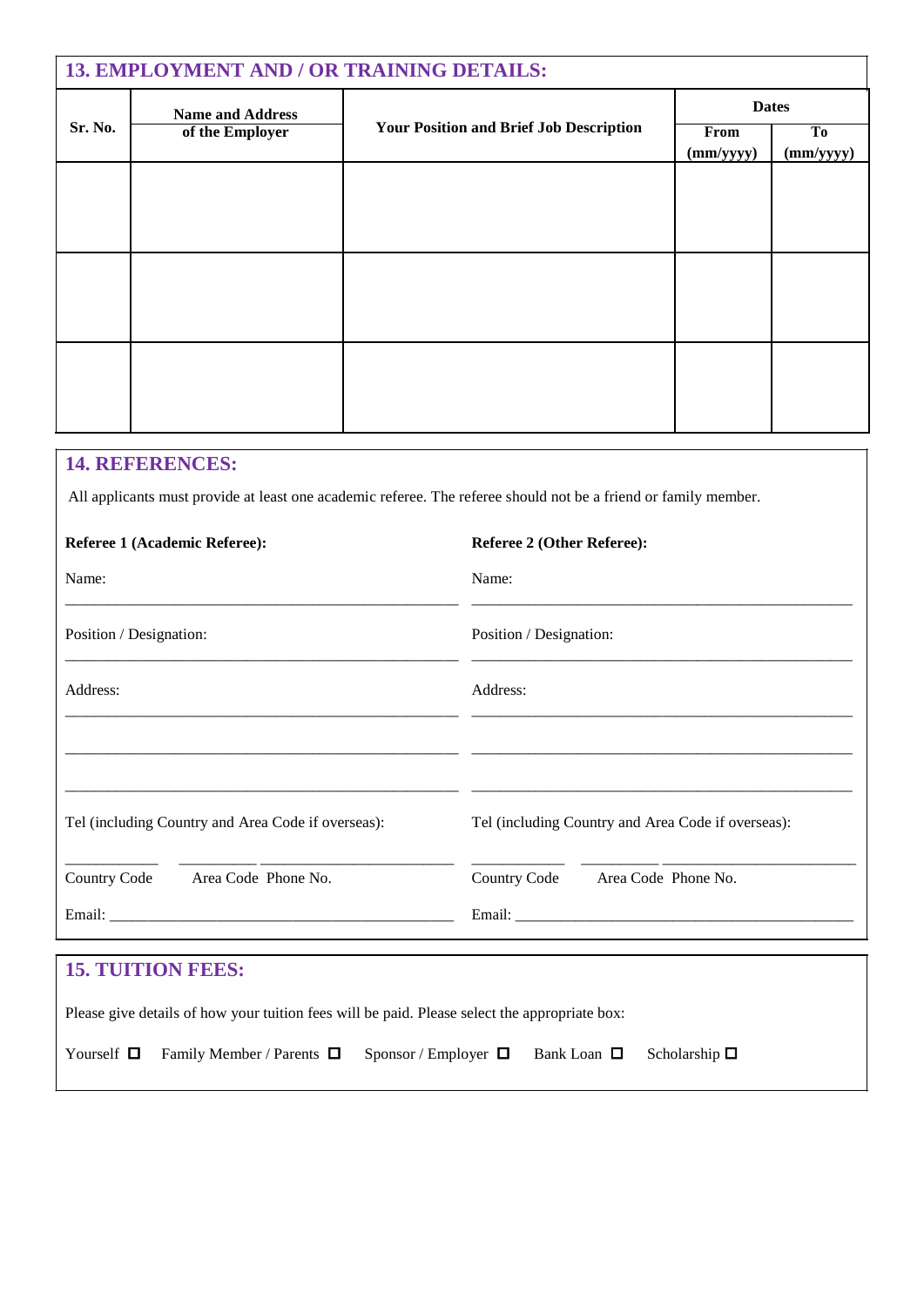## 13. EMPLOYMENT AND / OR TRAINING DETAILS:

| Sr. No. | Name and Address of the Employer | Your Position and Brief Job Description | Dates | |
|---|---|---|---|---|
| | | | From (mm/yyyy) | To (mm/yyyy) |
| | | | | |
| | | | | |
| | | | | |

## 14. REFERENCES:

All applicants must provide at least one academic referee. The referee should not be a friend or family member.

**Referee 1 (Academic Referee):**

Name:

_______________________________________________

Position / Designation:

_______________________________________________

Address:

_______________________________________________

_______________________________________________

_______________________________________________

Tel (including Country and Area Code if overseas):

___________ _________ _______________________

Country Code Area Code Phone No.

Email: __________________________________________

**Referee 2 (Other Referee):**

Name:

_______________________________________________

Position / Designation:

_______________________________________________

Address:

_______________________________________________

_______________________________________________

_______________________________________________

Tel (including Country and Area Code if overseas):

___________ _________ _______________________

Country Code Area Code Phone No.

Email: __________________________________________

## 15. TUITION FEES:

Please give details of how your tuition fees will be paid. Please select the appropriate box:

Yourself ☐ Family Member / Parents ☐ Sponsor / Employer ☐ Bank Loan ☐ Scholarship ☐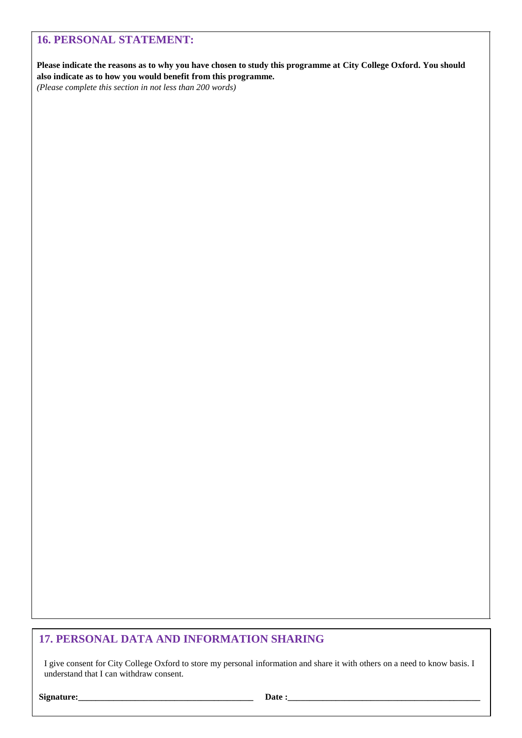## 16. PERSONAL STATEMENT:

**Please indicate the reasons as to why you have chosen to study this programme at City College Oxford. You should also indicate as to how you would benefit from this programme.**

*(Please complete this section in not less than 200 words)*

## 17. PERSONAL DATA AND INFORMATION SHARING

I give consent for City College Oxford to store my personal information and share it with others on a need to know basis. I understand that I can withdraw consent.

**Signature:**_______________________________________ **Date :**____________________________________________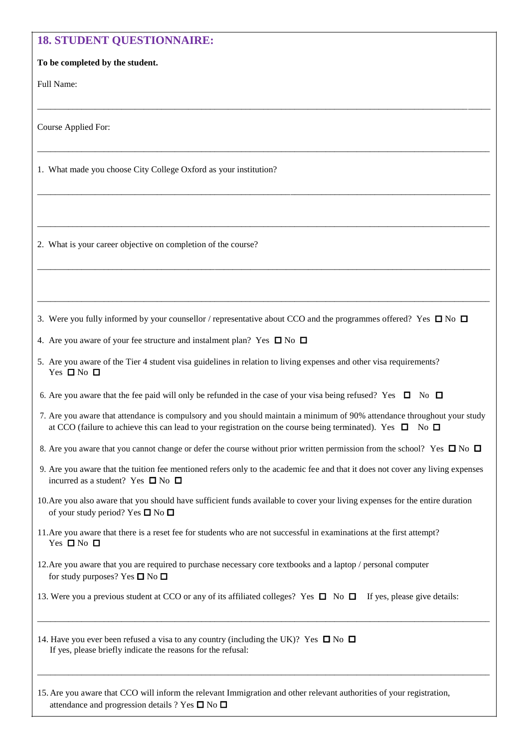## 18. STUDENT QUESTIONNAIRE:

**To be completed by the student.**

Full Name:

___

Course Applied For:

___

1. What made you choose City College Oxford as your institution?

___

___

2. What is your career objective on completion of the course?

___

___

3. Were you fully informed by your counsellor / representative about CCO and the programmes offered? Yes ☐ No ☐

4. Are you aware of your fee structure and instalment plan? Yes ☐ No ☐

5. Are you aware of the Tier 4 student visa guidelines in relation to living expenses and other visa requirements? Yes ☐ No ☐

6. Are you aware that the fee paid will only be refunded in the case of your visa being refused? Yes ☐ No ☐

7. Are you aware that attendance is compulsory and you should maintain a minimum of 90% attendance throughout your study at CCO (failure to achieve this can lead to your registration on the course being terminated). Yes ☐ No ☐

8. Are you aware that you cannot change or defer the course without prior written permission from the school? Yes ☐ No ☐

9. Are you aware that the tuition fee mentioned refers only to the academic fee and that it does not cover any living expenses incurred as a student? Yes ☐ No ☐

10. Are you also aware that you should have sufficient funds available to cover your living expenses for the entire duration of your study period? Yes ☐ No ☐

11. Are you aware that there is a reset fee for students who are not successful in examinations at the first attempt? Yes ☐ No ☐

12. Are you aware that you are required to purchase necessary core textbooks and a laptop / personal computer for study purposes? Yes ☐ No ☐

13. Were you a previous student at CCO or any of its affiliated colleges? Yes ☐ No ☐ If yes, please give details:

___

14. Have you ever been refused a visa to any country (including the UK)? Yes ☐ No ☐
If yes, please briefly indicate the reasons for the refusal:

___

15. Are you aware that CCO will inform the relevant Immigration and other relevant authorities of your registration, attendance and progression details ? Yes ☐ No ☐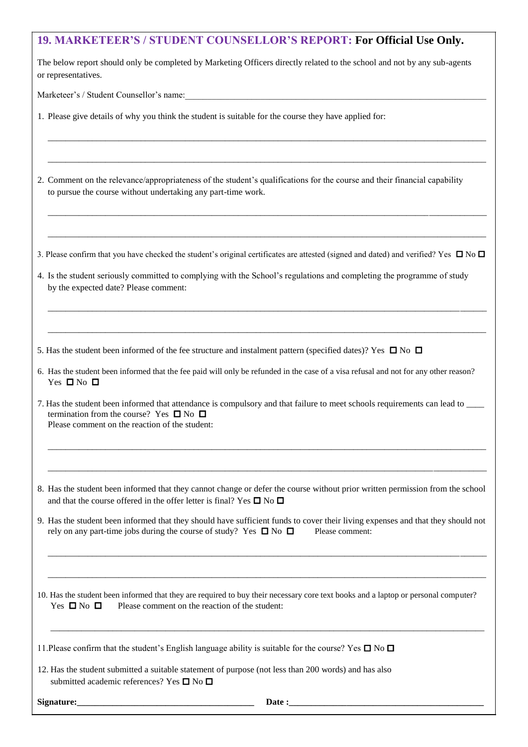## 19. MARKETEER'S / STUDENT COUNSELLOR'S REPORT: **For Official Use Only.**

The below report should only be completed by Marketing Officers directly related to the school and not by any sub-agents or representatives.

Marketeer's / Student Counsellor's name:\_\_\_\_\_\_\_\_\_\_\_\_\_\_\_\_\_\_\_\_\_\_\_\_\_\_\_\_\_\_\_\_\_\_\_\_\_\_\_\_\_\_\_\_

1. Please give details of why you think the student is suitable for the course they have applied for:

\_\_\_\_\_\_\_\_\_\_\_\_\_\_\_\_\_\_\_\_\_\_\_\_\_\_\_\_\_\_\_\_\_\_\_\_\_\_\_\_\_\_\_\_\_\_\_\_\_\_\_\_\_\_\_\_\_\_\_\_\_\_\_\_\_\_\_\_\_\_

\_\_\_\_\_\_\_\_\_\_\_\_\_\_\_\_\_\_\_\_\_\_\_\_\_\_\_\_\_\_\_\_\_\_\_\_\_\_\_\_\_\_\_\_\_\_\_\_\_\_\_\_\_\_\_\_\_\_\_\_\_\_\_\_\_\_\_\_\_\_

2. Comment on the relevance/appropriateness of the student's qualifications for the course and their financial capability to pursue the course without undertaking any part-time work.

\_\_\_\_\_\_\_\_\_\_\_\_\_\_\_\_\_\_\_\_\_\_\_\_\_\_\_\_\_\_\_\_\_\_\_\_\_\_\_\_\_\_\_\_\_\_\_\_\_\_\_\_\_\_\_\_\_\_\_\_\_\_\_\_\_\_\_\_\_\_

\_\_\_\_\_\_\_\_\_\_\_\_\_\_\_\_\_\_\_\_\_\_\_\_\_\_\_\_\_\_\_\_\_\_\_\_\_\_\_\_\_\_\_\_\_\_\_\_\_\_\_\_\_\_\_\_\_\_\_\_\_\_\_\_\_\_\_\_\_\_

3. Please confirm that you have checked the student's original certificates are attested (signed and dated) and verified? Yes ☐ No ☐

4. Is the student seriously committed to complying with the School's regulations and completing the programme of study by the expected date? Please comment:

\_\_\_\_\_\_\_\_\_\_\_\_\_\_\_\_\_\_\_\_\_\_\_\_\_\_\_\_\_\_\_\_\_\_\_\_\_\_\_\_\_\_\_\_\_\_\_\_\_\_\_\_\_\_\_\_\_\_\_\_\_\_\_\_\_\_\_\_\_\_

\_\_\_\_\_\_\_\_\_\_\_\_\_\_\_\_\_\_\_\_\_\_\_\_\_\_\_\_\_\_\_\_\_\_\_\_\_\_\_\_\_\_\_\_\_\_\_\_\_\_\_\_\_\_\_\_\_\_\_\_\_\_\_\_\_\_\_\_\_\_

5. Has the student been informed of the fee structure and instalment pattern (specified dates)? Yes ☐ No ☐

6. Has the student been informed that the fee paid will only be refunded in the case of a visa refusal and not for any other reason? Yes ☐ No ☐

7. Has the student been informed that attendance is compulsory and that failure to meet schools requirements can lead to \_\_\_\_ termination from the course? Yes ☐ No ☐
   Please comment on the reaction of the student:

\_\_\_\_\_\_\_\_\_\_\_\_\_\_\_\_\_\_\_\_\_\_\_\_\_\_\_\_\_\_\_\_\_\_\_\_\_\_\_\_\_\_\_\_\_\_\_\_\_\_\_\_\_\_\_\_\_\_\_\_\_\_\_\_\_\_\_\_\_\_

\_\_\_\_\_\_\_\_\_\_\_\_\_\_\_\_\_\_\_\_\_\_\_\_\_\_\_\_\_\_\_\_\_\_\_\_\_\_\_\_\_\_\_\_\_\_\_\_\_\_\_\_\_\_\_\_\_\_\_\_\_\_\_\_\_\_\_\_\_\_

8. Has the student been informed that they cannot change or defer the course without prior written permission from the school and that the course offered in the offer letter is final? Yes ☐ No ☐

9. Has the student been informed that they should have sufficient funds to cover their living expenses and that they should not rely on any part-time jobs during the course of study? Yes ☐ No ☐ Please comment:

\_\_\_\_\_\_\_\_\_\_\_\_\_\_\_\_\_\_\_\_\_\_\_\_\_\_\_\_\_\_\_\_\_\_\_\_\_\_\_\_\_\_\_\_\_\_\_\_\_\_\_\_\_\_\_\_\_\_\_\_\_\_\_\_\_\_\_\_\_\_

\_\_\_\_\_\_\_\_\_\_\_\_\_\_\_\_\_\_\_\_\_\_\_\_\_\_\_\_\_\_\_\_\_\_\_\_\_\_\_\_\_\_\_\_\_\_\_\_\_\_\_\_\_\_\_\_\_\_\_\_\_\_\_\_\_\_\_\_\_\_

10. Has the student been informed that they are required to buy their necessary core text books and a laptop or personal computer? Yes ☐ No ☐ Please comment on the reaction of the student:

\_\_\_\_\_\_\_\_\_\_\_\_\_\_\_\_\_\_\_\_\_\_\_\_\_\_\_\_\_\_\_\_\_\_\_\_\_\_\_\_\_\_\_\_\_\_\_\_\_\_\_\_\_\_\_\_\_\_\_\_\_\_\_\_\_\_\_\_\_\_

11. Please confirm that the student's English language ability is suitable for the course? Yes ☐ No ☐

12. Has the student submitted a suitable statement of purpose (not less than 200 words) and has also submitted academic references? Yes ☐ No ☐

**Signature:**\_\_\_\_\_\_\_\_\_\_\_\_\_\_\_\_\_\_\_\_\_\_\_\_\_\_\_\_\_\_\_\_ **Date :**\_\_\_\_\_\_\_\_\_\_\_\_\_\_\_\_\_\_\_\_\_\_\_\_\_\_\_\_\_\_\_\_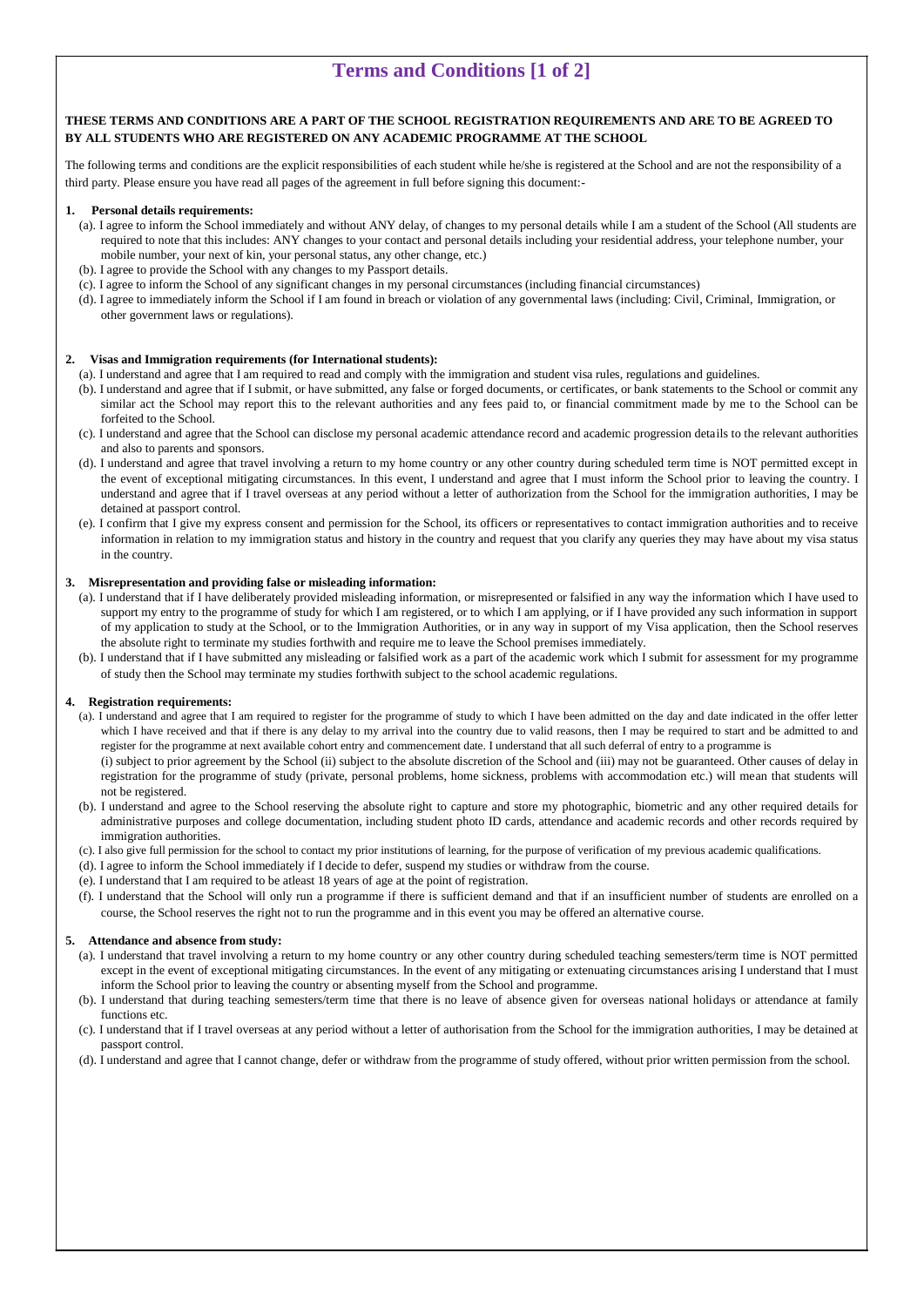# Terms and Conditions [1 of 2]

**THESE TERMS AND CONDITIONS ARE A PART OF THE SCHOOL REGISTRATION REQUIREMENTS AND ARE TO BE AGREED TO BY ALL STUDENTS WHO ARE REGISTERED ON ANY ACADEMIC PROGRAMME AT THE SCHOOL**

The following terms and conditions are the explicit responsibilities of each student while he/she is registered at the School and are not the responsibility of a third party. Please ensure you have read all pages of the agreement in full before signing this document:-

**1. Personal details requirements:**

(a). I agree to inform the School immediately and without ANY delay, of changes to my personal details while I am a student of the School (All students are required to note that this includes: ANY changes to your contact and personal details including your residential address, your telephone number, your mobile number, your next of kin, your personal status, any other change, etc.)

(b). I agree to provide the School with any changes to my Passport details.

(c). I agree to inform the School of any significant changes in my personal circumstances (including financial circumstances)

(d). I agree to immediately inform the School if I am found in breach or violation of any governmental laws (including: Civil, Criminal, Immigration, or other government laws or regulations).

**2. Visas and Immigration requirements (for International students):**

(a). I understand and agree that I am required to read and comply with the immigration and student visa rules, regulations and guidelines.

(b). I understand and agree that if I submit, or have submitted, any false or forged documents, or certificates, or bank statements to the School or commit any similar act the School may report this to the relevant authorities and any fees paid to, or financial commitment made by me to the School can be forfeited to the School.

(c). I understand and agree that the School can disclose my personal academic attendance record and academic progression details to the relevant authorities and also to parents and sponsors.

(d). I understand and agree that travel involving a return to my home country or any other country during scheduled term time is NOT permitted except in the event of exceptional mitigating circumstances. In this event, I understand and agree that I must inform the School prior to leaving the country. I understand and agree that if I travel overseas at any period without a letter of authorization from the School for the immigration authorities, I may be detained at passport control.

(e). I confirm that I give my express consent and permission for the School, its officers or representatives to contact immigration authorities and to receive information in relation to my immigration status and history in the country and request that you clarify any queries they may have about my visa status in the country.

**3. Misrepresentation and providing false or misleading information:**

(a). I understand that if I have deliberately provided misleading information, or misrepresented or falsified in any way the information which I have used to support my entry to the programme of study for which I am registered, or to which I am applying, or if I have provided any such information in support of my application to study at the School, or to the Immigration Authorities, or in any way in support of my Visa application, then the School reserves the absolute right to terminate my studies forthwith and require me to leave the School premises immediately.

(b). I understand that if I have submitted any misleading or falsified work as a part of the academic work which I submit for assessment for my programme of study then the School may terminate my studies forthwith subject to the school academic regulations.

**4. Registration requirements:**

(a). I understand and agree that I am required to register for the programme of study to which I have been admitted on the day and date indicated in the offer letter which I have received and that if there is any delay to my arrival into the country due to valid reasons, then I may be required to start and be admitted to and register for the programme at next available cohort entry and commencement date. I understand that all such deferral of entry to a programme is
(i) subject to prior agreement by the School (ii) subject to the absolute discretion of the School and (iii) may not be guaranteed. Other causes of delay in registration for the programme of study (private, personal problems, home sickness, problems with accommodation etc.) will mean that students will not be registered.

(b). I understand and agree to the School reserving the absolute right to capture and store my photographic, biometric and any other required details for administrative purposes and college documentation, including student photo ID cards, attendance and academic records and other records required by immigration authorities.

(c). I also give full permission for the school to contact my prior institutions of learning, for the purpose of verification of my previous academic qualifications.

(d). I agree to inform the School immediately if I decide to defer, suspend my studies or withdraw from the course.

(e). I understand that I am required to be atleast 18 years of age at the point of registration.

(f). I understand that the School will only run a programme if there is sufficient demand and that if an insufficient number of students are enrolled on a course, the School reserves the right not to run the programme and in this event you may be offered an alternative course.

**5. Attendance and absence from study:**

(a). I understand that travel involving a return to my home country or any other country during scheduled teaching semesters/term time is NOT permitted except in the event of exceptional mitigating circumstances. In the event of any mitigating or extenuating circumstances arising I understand that I must inform the School prior to leaving the country or absenting myself from the School and programme.

(b). I understand that during teaching semesters/term time that there is no leave of absence given for overseas national holidays or attendance at family functions etc.

(c). I understand that if I travel overseas at any period without a letter of authorisation from the School for the immigration authorities, I may be detained at passport control.

(d). I understand and agree that I cannot change, defer or withdraw from the programme of study offered, without prior written permission from the school.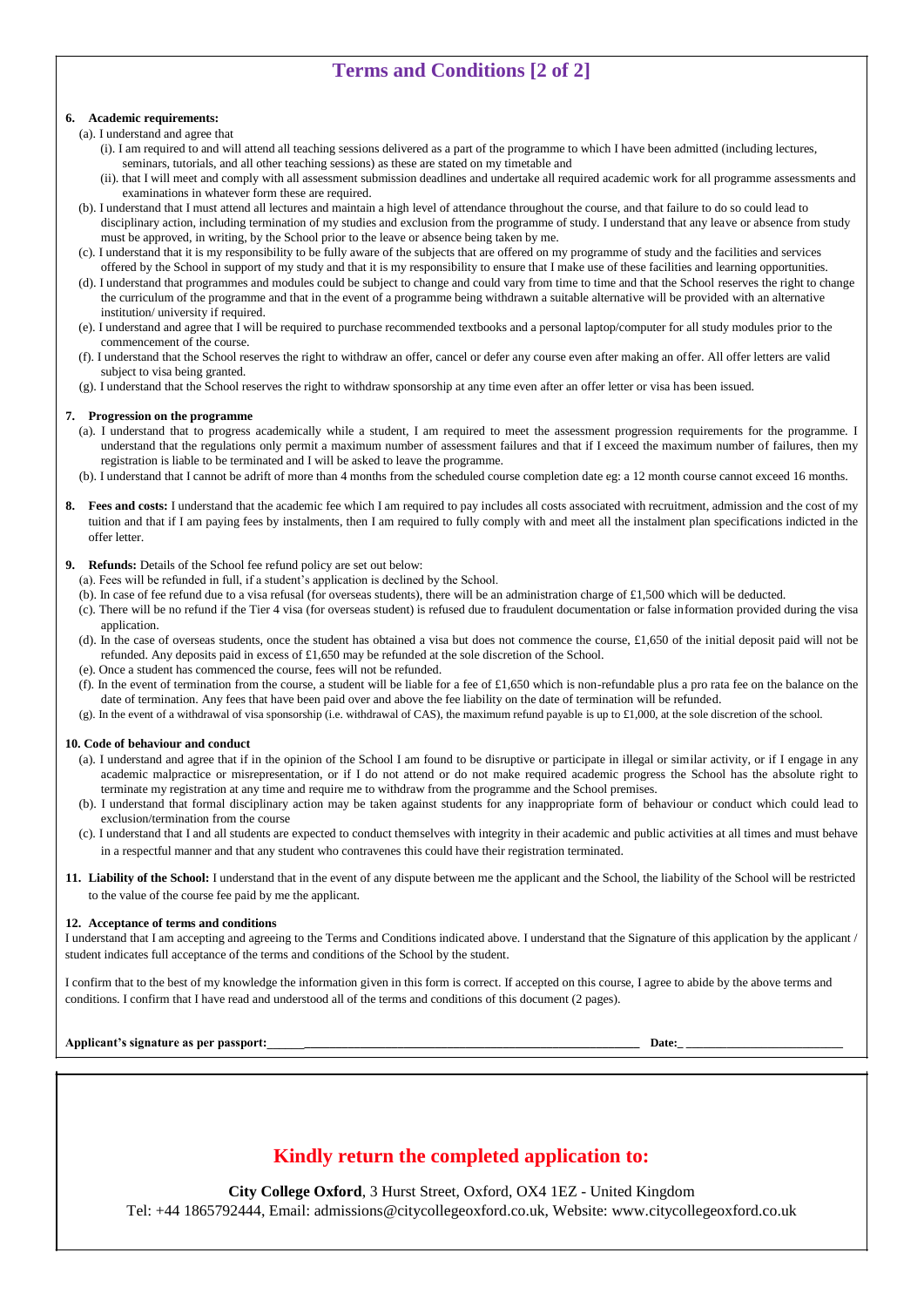# Terms and Conditions [2 of 2]

**6. Academic requirements:**

(a). I understand and agree that

(i). I am required to and will attend all teaching sessions delivered as a part of the programme to which I have been admitted (including lectures, seminars, tutorials, and all other teaching sessions) as these are stated on my timetable and

(ii). that I will meet and comply with all assessment submission deadlines and undertake all required academic work for all programme assessments and examinations in whatever form these are required.

(b). I understand that I must attend all lectures and maintain a high level of attendance throughout the course, and that failure to do so could lead to disciplinary action, including termination of my studies and exclusion from the programme of study. I understand that any leave or absence from study must be approved, in writing, by the School prior to the leave or absence being taken by me.

(c). I understand that it is my responsibility to be fully aware of the subjects that are offered on my programme of study and the facilities and services offered by the School in support of my study and that it is my responsibility to ensure that I make use of these facilities and learning opportunities.

(d). I understand that programmes and modules could be subject to change and could vary from time to time and that the School reserves the right to change the curriculum of the programme and that in the event of a programme being withdrawn a suitable alternative will be provided with an alternative institution/ university if required.

(e). I understand and agree that I will be required to purchase recommended textbooks and a personal laptop/computer for all study modules prior to the commencement of the course.

(f). I understand that the School reserves the right to withdraw an offer, cancel or defer any course even after making an offer. All offer letters are valid subject to visa being granted.

(g). I understand that the School reserves the right to withdraw sponsorship at any time even after an offer letter or visa has been issued.

**7. Progression on the programme**

(a). I understand that to progress academically while a student, I am required to meet the assessment progression requirements for the programme. I understand that the regulations only permit a maximum number of assessment failures and that if I exceed the maximum number of failures, then my registration is liable to be terminated and I will be asked to leave the programme.

(b). I understand that I cannot be adrift of more than 4 months from the scheduled course completion date eg: a 12 month course cannot exceed 16 months.

**8. Fees and costs:** I understand that the academic fee which I am required to pay includes all costs associated with recruitment, admission and the cost of my tuition and that if I am paying fees by instalments, then I am required to fully comply with and meet all the instalment plan specifications indicted in the offer letter.

**9. Refunds:** Details of the School fee refund policy are set out below:

(a). Fees will be refunded in full, if a student's application is declined by the School.

(b). In case of fee refund due to a visa refusal (for overseas students), there will be an administration charge of £1,500 which will be deducted.

(c). There will be no refund if the Tier 4 visa (for overseas student) is refused due to fraudulent documentation or false information provided during the visa application.

(d). In the case of overseas students, once the student has obtained a visa but does not commence the course, £1,650 of the initial deposit paid will not be refunded. Any deposits paid in excess of £1,650 may be refunded at the sole discretion of the School.

(e). Once a student has commenced the course, fees will not be refunded.

(f). In the event of termination from the course, a student will be liable for a fee of £1,650 which is non-refundable plus a pro rata fee on the balance on the date of termination. Any fees that have been paid over and above the fee liability on the date of termination will be refunded.

(g). In the event of a withdrawal of visa sponsorship (i.e. withdrawal of CAS), the maximum refund payable is up to £1,000, at the sole discretion of the school.

**10. Code of behaviour and conduct**

(a). I understand and agree that if in the opinion of the School I am found to be disruptive or participate in illegal or similar activity, or if I engage in any academic malpractice or misrepresentation, or if I do not attend or do not make required academic progress the School has the absolute right to terminate my registration at any time and require me to withdraw from the programme and the School premises.

(b). I understand that formal disciplinary action may be taken against students for any inappropriate form of behaviour or conduct which could lead to exclusion/termination from the course

(c). I understand that I and all students are expected to conduct themselves with integrity in their academic and public activities at all times and must behave in a respectful manner and that any student who contravenes this could have their registration terminated.

**11. Liability of the School:** I understand that in the event of any dispute between me the applicant and the School, the liability of the School will be restricted to the value of the course fee paid by me the applicant.

**12. Acceptance of terms and conditions**

I understand that I am accepting and agreeing to the Terms and Conditions indicated above. I understand that the Signature of this application by the applicant / student indicates full acceptance of the terms and conditions of the School by the student.

I confirm that to the best of my knowledge the information given in this form is correct. If accepted on this course, I agree to abide by the above terms and conditions. I confirm that I have read and understood all of the terms and conditions of this document (2 pages).

**Applicant's signature as per passport:**\_\_\_\_\_\_\_\_\_\_\_\_\_\_\_\_\_\_\_\_\_\_\_\_\_\_\_\_\_\_\_\_\_\_\_\_\_\_\_\_ **Date:**\_\_\_\_\_\_\_\_\_\_\_\_\_\_\_\_\_\_\_\_

## Kindly return the completed application to:

**City College Oxford**, 3 Hurst Street, Oxford, OX4 1EZ - United Kingdom

Tel: +44 1865792444, Email: admissions@citycollegeoxford.co.uk, Website: www.citycollegeoxford.co.uk